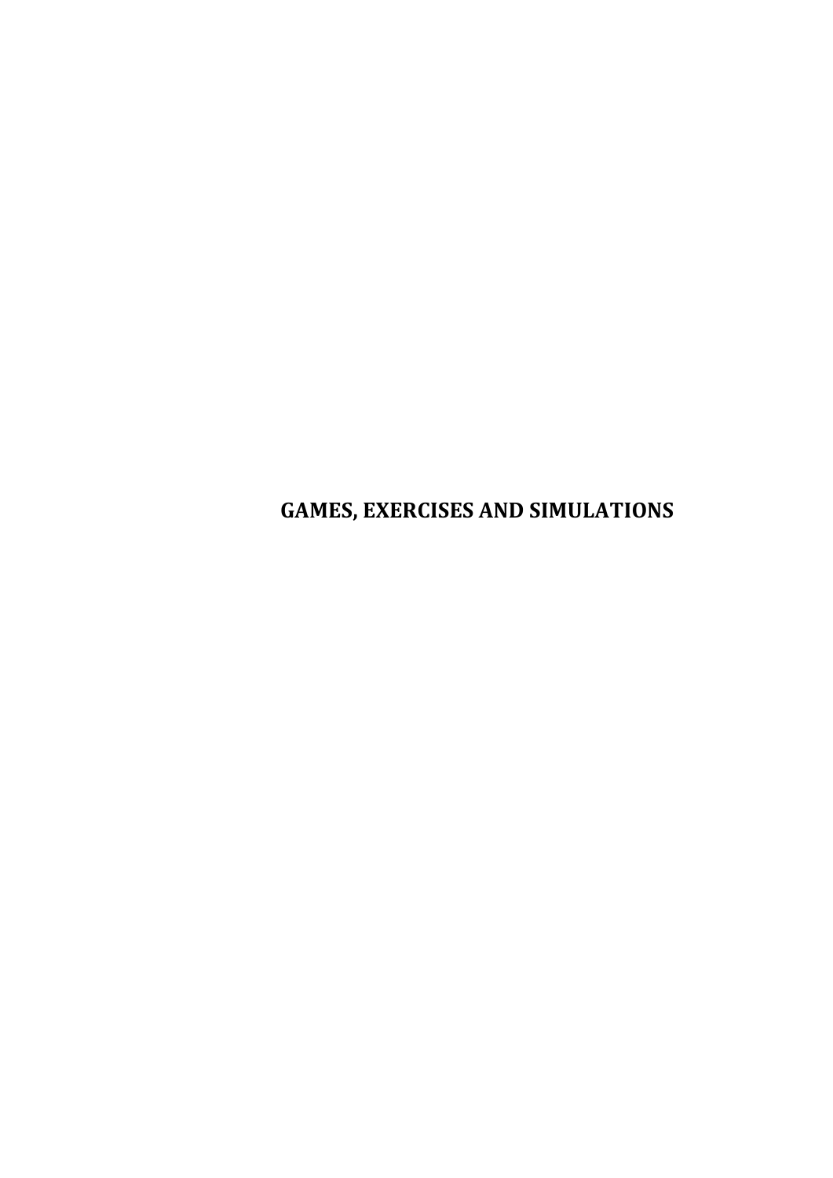# GAMES, EXERCISES AND SIMULATIONS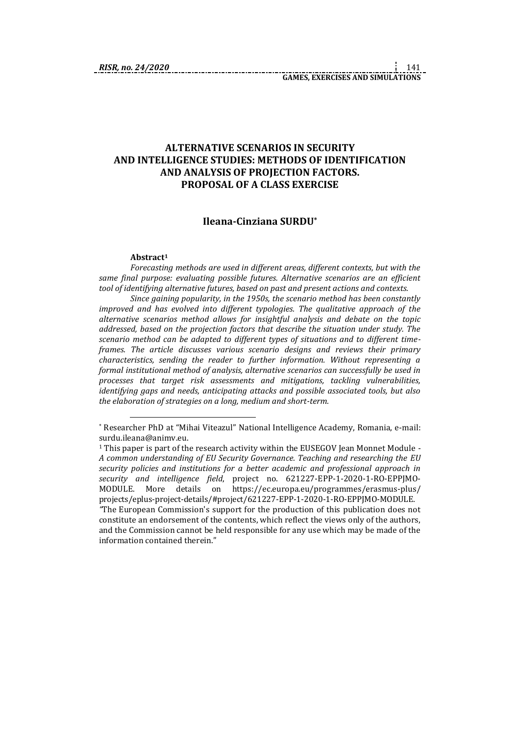# ALTERNATIVE SCENARIOS IN SECURITY AND INTELLIGENCE STUDIES: METHODS OF IDENTIFICATION AND ANALYSIS OF PROJECTION FACTORS. PROPOSAL OF A CLASS EXERCISE

## Ileana-Cinziana SURDU*

**Abstract**[1]

*Forecasting methods are used in different areas, different contexts, but with the same final purpose: evaluating possible futures. Alternative scenarios are an efficient tool of identifying alternative futures, based on past and present actions and contexts.*

*Since gaining popularity, in the 1950s, the scenario method has been constantly improved and has evolved into different typologies. The qualitative approach of the alternative scenarios method allows for insightful analysis and debate on the topic addressed, based on the projection factors that describe the situation under study. The scenario method can be adapted to different types of situations and to different time-frames. The article discusses various scenario designs and reviews their primary characteristics, sending the reader to further information. Without representing a formal institutional method of analysis, alternative scenarios can successfully be used in processes that target risk assessments and mitigations, tackling vulnerabilities, identifying gaps and needs, anticipating attacks and possible associated tools, but also the elaboration of strategies on a long, medium and short-term.*

---

* Researcher PhD at "Mihai Viteazul" National Intelligence Academy, Romania, e-mail: surdu.ileana@animv.eu.

[1] This paper is part of the research activity within the EUSEGOV Jean Monnet Module - *A common understanding of EU Security Governance. Teaching and researching the EU security policies and institutions for a better academic and professional approach in security and intelligence field*, project no. 621227-EPP-1-2020-1-RO-EPPJMO-MODULE. More details on https://ec.europa.eu/programmes/erasmus-plus/projects/eplus-project-details/#project/621227-EPP-1-2020-1-RO-EPPJMO-MODULE. "The European Commission's support for the production of this publication does not constitute an endorsement of the contents, which reflect the views only of the authors, and the Commission cannot be held responsible for any use which may be made of the information contained therein."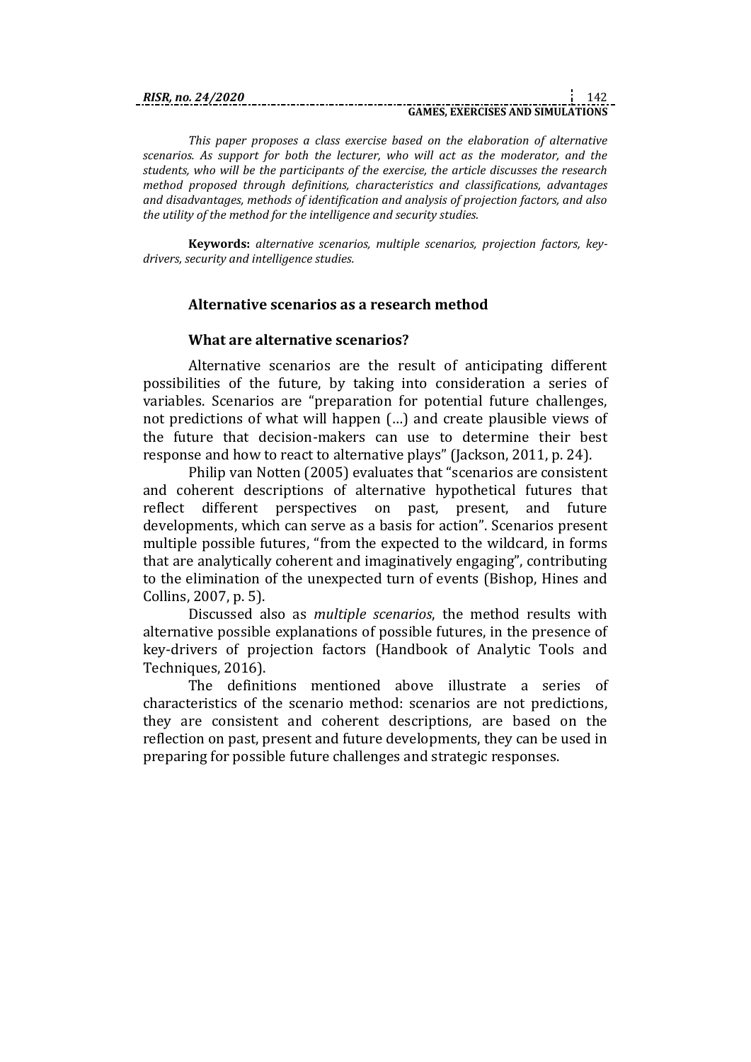*This paper proposes a class exercise based on the elaboration of alternative scenarios. As support for both the lecturer, who will act as the moderator, and the students, who will be the participants of the exercise, the article discusses the research method proposed through definitions, characteristics and classifications, advantages and disadvantages, methods of identification and analysis of projection factors, and also the utility of the method for the intelligence and security studies.*

**Keywords:** *alternative scenarios, multiple scenarios, projection factors, key-drivers, security and intelligence studies.*

## Alternative scenarios as a research method

### What are alternative scenarios?

Alternative scenarios are the result of anticipating different possibilities of the future, by taking into consideration a series of variables. Scenarios are "preparation for potential future challenges, not predictions of what will happen (…) and create plausible views of the future that decision-makers can use to determine their best response and how to react to alternative plays" (Jackson, 2011, p. 24).

Philip van Notten (2005) evaluates that "scenarios are consistent and coherent descriptions of alternative hypothetical futures that reflect different perspectives on past, present, and future developments, which can serve as a basis for action". Scenarios present multiple possible futures, "from the expected to the wildcard, in forms that are analytically coherent and imaginatively engaging", contributing to the elimination of the unexpected turn of events (Bishop, Hines and Collins, 2007, p. 5).

Discussed also as *multiple scenarios*, the method results with alternative possible explanations of possible futures, in the presence of key-drivers of projection factors (Handbook of Analytic Tools and Techniques, 2016).

The definitions mentioned above illustrate a series of characteristics of the scenario method: scenarios are not predictions, they are consistent and coherent descriptions, are based on the reflection on past, present and future developments, they can be used in preparing for possible future challenges and strategic responses.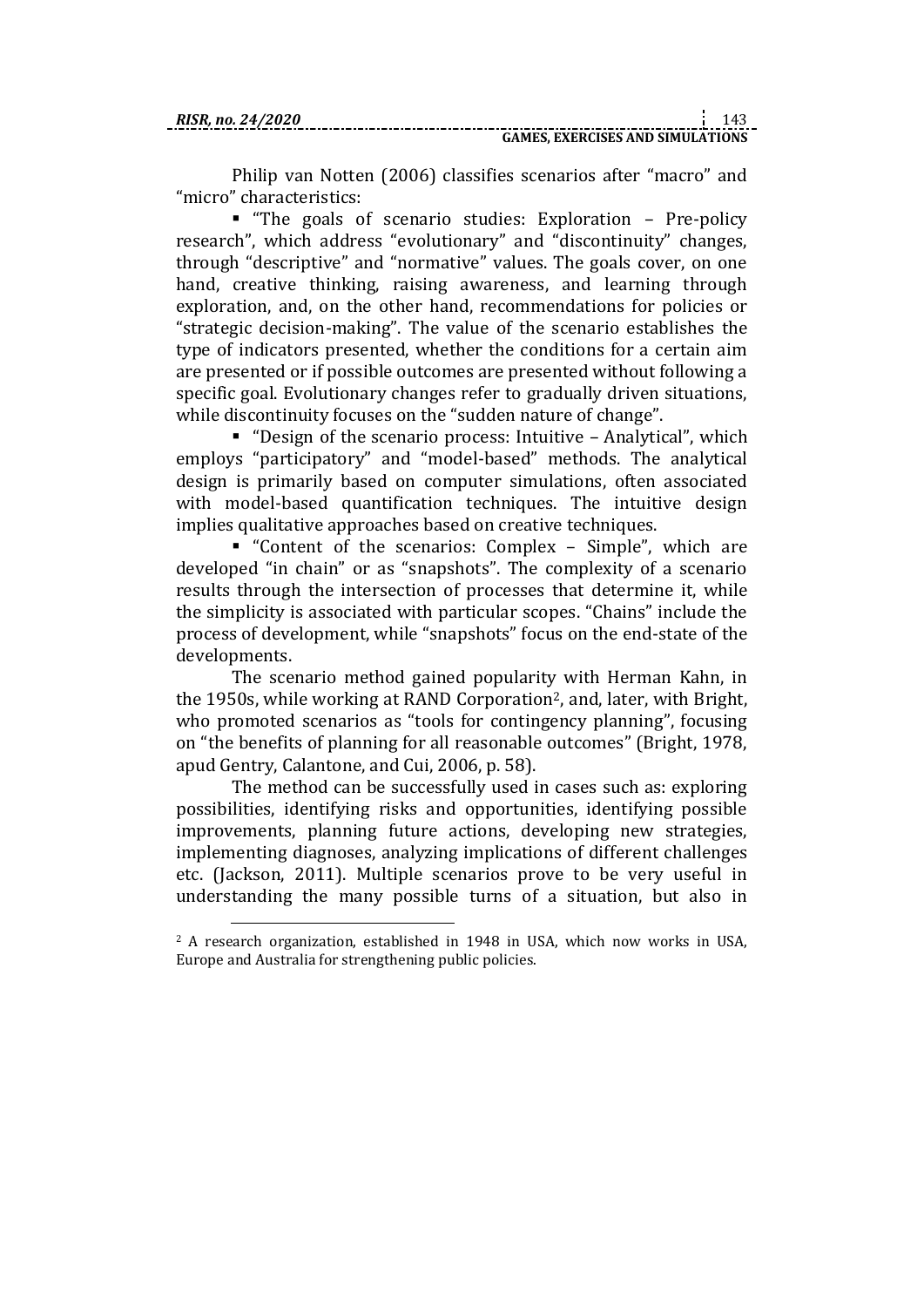Philip van Notten (2006) classifies scenarios after "macro" and "micro" characteristics:

- "The goals of scenario studies: Exploration – Pre-policy research", which address "evolutionary" and "discontinuity" changes, through "descriptive" and "normative" values. The goals cover, on one hand, creative thinking, raising awareness, and learning through exploration, and, on the other hand, recommendations for policies or "strategic decision-making". The value of the scenario establishes the type of indicators presented, whether the conditions for a certain aim are presented or if possible outcomes are presented without following a specific goal. Evolutionary changes refer to gradually driven situations, while discontinuity focuses on the "sudden nature of change".
- "Design of the scenario process: Intuitive – Analytical", which employs "participatory" and "model-based" methods. The analytical design is primarily based on computer simulations, often associated with model-based quantification techniques. The intuitive design implies qualitative approaches based on creative techniques.
- "Content of the scenarios: Complex – Simple", which are developed "in chain" or as "snapshots". The complexity of a scenario results through the intersection of processes that determine it, while the simplicity is associated with particular scopes. "Chains" include the process of development, while "snapshots" focus on the end-state of the developments.

The scenario method gained popularity with Herman Kahn, in the 1950s, while working at RAND Corporation[2], and, later, with Bright, who promoted scenarios as "tools for contingency planning", focusing on "the benefits of planning for all reasonable outcomes" (Bright, 1978, apud Gentry, Calantone, and Cui, 2006, p. 58).

The method can be successfully used in cases such as: exploring possibilities, identifying risks and opportunities, identifying possible improvements, planning future actions, developing new strategies, implementing diagnoses, analyzing implications of different challenges etc. (Jackson, 2011). Multiple scenarios prove to be very useful in understanding the many possible turns of a situation, but also in

---

[2] A research organization, established in 1948 in USA, which now works in USA, Europe and Australia for strengthening public policies.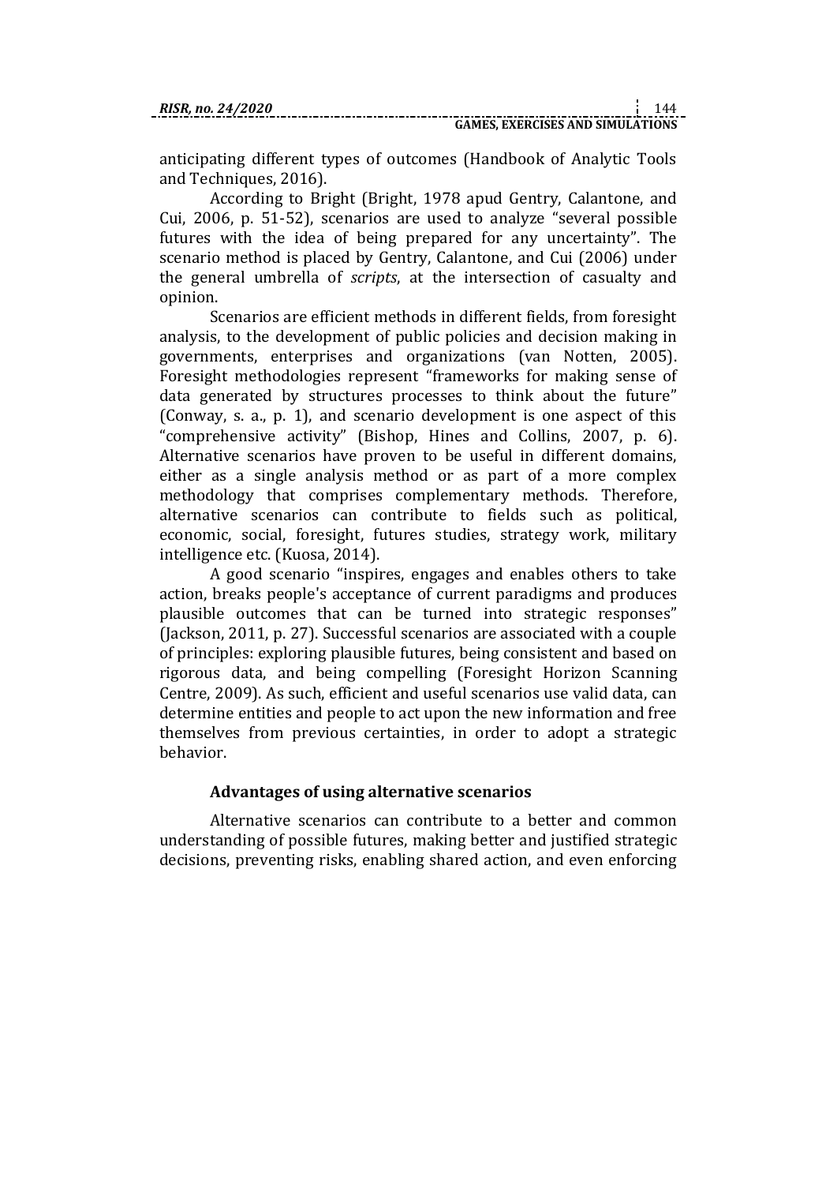anticipating different types of outcomes (Handbook of Analytic Tools and Techniques, 2016).

According to Bright (Bright, 1978 apud Gentry, Calantone, and Cui, 2006, p. 51-52), scenarios are used to analyze "several possible futures with the idea of being prepared for any uncertainty". The scenario method is placed by Gentry, Calantone, and Cui (2006) under the general umbrella of *scripts*, at the intersection of casualty and opinion.

Scenarios are efficient methods in different fields, from foresight analysis, to the development of public policies and decision making in governments, enterprises and organizations (van Notten, 2005). Foresight methodologies represent "frameworks for making sense of data generated by structures processes to think about the future" (Conway, s. a., p. 1), and scenario development is one aspect of this "comprehensive activity" (Bishop, Hines and Collins, 2007, p. 6). Alternative scenarios have proven to be useful in different domains, either as a single analysis method or as part of a more complex methodology that comprises complementary methods. Therefore, alternative scenarios can contribute to fields such as political, economic, social, foresight, futures studies, strategy work, military intelligence etc. (Kuosa, 2014).

A good scenario "inspires, engages and enables others to take action, breaks people's acceptance of current paradigms and produces plausible outcomes that can be turned into strategic responses" (Jackson, 2011, p. 27). Successful scenarios are associated with a couple of principles: exploring plausible futures, being consistent and based on rigorous data, and being compelling (Foresight Horizon Scanning Centre, 2009). As such, efficient and useful scenarios use valid data, can determine entities and people to act upon the new information and free themselves from previous certainties, in order to adopt a strategic behavior.

### Advantages of using alternative scenarios

Alternative scenarios can contribute to a better and common understanding of possible futures, making better and justified strategic decisions, preventing risks, enabling shared action, and even enforcing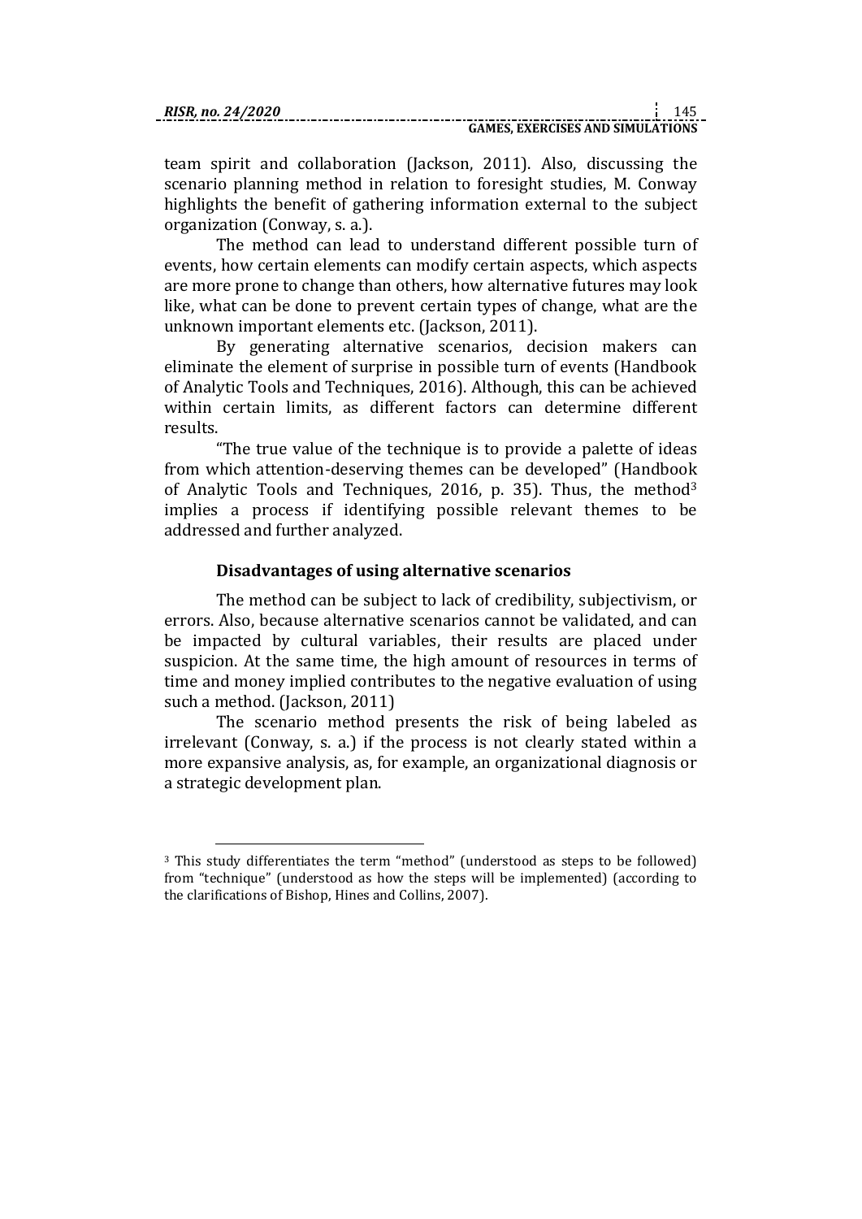team spirit and collaboration (Jackson, 2011). Also, discussing the scenario planning method in relation to foresight studies, M. Conway highlights the benefit of gathering information external to the subject organization (Conway, s. a.).

The method can lead to understand different possible turn of events, how certain elements can modify certain aspects, which aspects are more prone to change than others, how alternative futures may look like, what can be done to prevent certain types of change, what are the unknown important elements etc. (Jackson, 2011).

By generating alternative scenarios, decision makers can eliminate the element of surprise in possible turn of events (Handbook of Analytic Tools and Techniques, 2016). Although, this can be achieved within certain limits, as different factors can determine different results.

"The true value of the technique is to provide a palette of ideas from which attention-deserving themes can be developed" (Handbook of Analytic Tools and Techniques, 2016, p. 35). Thus, the method[3] implies a process if identifying possible relevant themes to be addressed and further analyzed.

### Disadvantages of using alternative scenarios

The method can be subject to lack of credibility, subjectivism, or errors. Also, because alternative scenarios cannot be validated, and can be impacted by cultural variables, their results are placed under suspicion. At the same time, the high amount of resources in terms of time and money implied contributes to the negative evaluation of using such a method. (Jackson, 2011)

The scenario method presents the risk of being labeled as irrelevant (Conway, s. a.) if the process is not clearly stated within a more expansive analysis, as, for example, an organizational diagnosis or a strategic development plan.

[3] This study differentiates the term "method" (understood as steps to be followed) from "technique" (understood as how the steps will be implemented) (according to the clarifications of Bishop, Hines and Collins, 2007).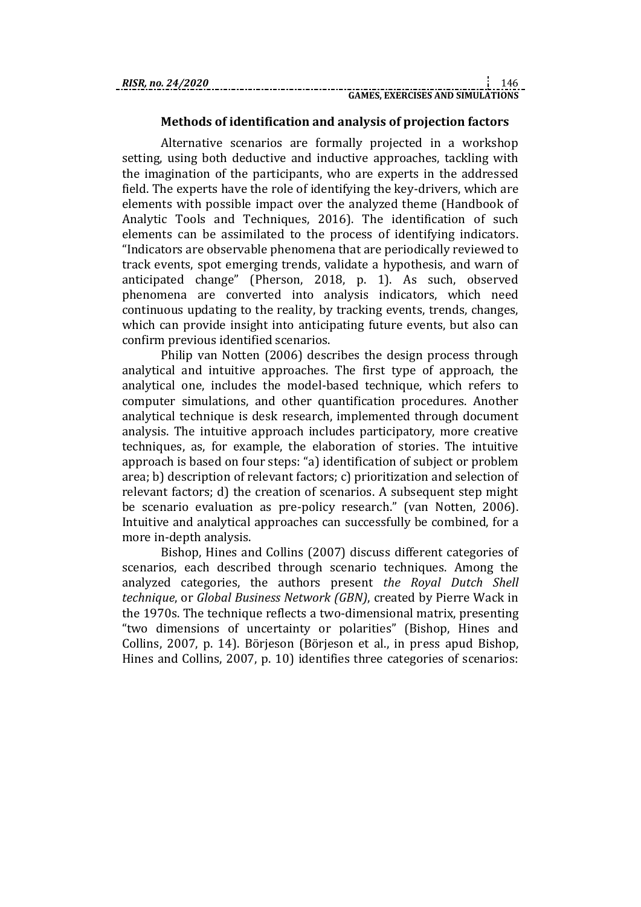### Methods of identification and analysis of projection factors

Alternative scenarios are formally projected in a workshop setting, using both deductive and inductive approaches, tackling with the imagination of the participants, who are experts in the addressed field. The experts have the role of identifying the key-drivers, which are elements with possible impact over the analyzed theme (Handbook of Analytic Tools and Techniques, 2016). The identification of such elements can be assimilated to the process of identifying indicators. "Indicators are observable phenomena that are periodically reviewed to track events, spot emerging trends, validate a hypothesis, and warn of anticipated change" (Pherson, 2018, p. 1). As such, observed phenomena are converted into analysis indicators, which need continuous updating to the reality, by tracking events, trends, changes, which can provide insight into anticipating future events, but also can confirm previous identified scenarios.

Philip van Notten (2006) describes the design process through analytical and intuitive approaches. The first type of approach, the analytical one, includes the model-based technique, which refers to computer simulations, and other quantification procedures. Another analytical technique is desk research, implemented through document analysis. The intuitive approach includes participatory, more creative techniques, as, for example, the elaboration of stories. The intuitive approach is based on four steps: "a) identification of subject or problem area; b) description of relevant factors; c) prioritization and selection of relevant factors; d) the creation of scenarios. A subsequent step might be scenario evaluation as pre-policy research." (van Notten, 2006). Intuitive and analytical approaches can successfully be combined, for a more in-depth analysis.

Bishop, Hines and Collins (2007) discuss different categories of scenarios, each described through scenario techniques. Among the analyzed categories, the authors present *the Royal Dutch Shell technique*, or *Global Business Network (GBN)*, created by Pierre Wack in the 1970s. The technique reflects a two-dimensional matrix, presenting "two dimensions of uncertainty or polarities" (Bishop, Hines and Collins, 2007, p. 14). Börjeson (Börjeson et al., in press apud Bishop, Hines and Collins, 2007, p. 10) identifies three categories of scenarios: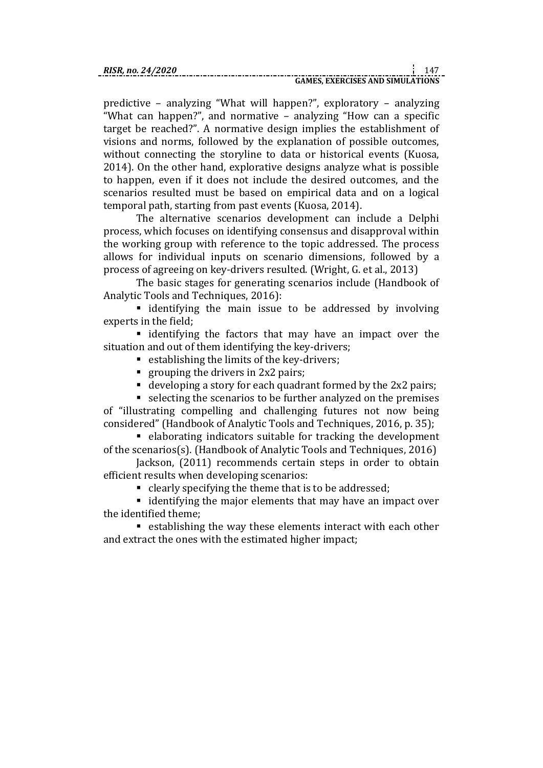predictive – analyzing “What will happen?”, exploratory – analyzing “What can happen?”, and normative – analyzing “How can a specific target be reached?”. A normative design implies the establishment of visions and norms, followed by the explanation of possible outcomes, without connecting the storyline to data or historical events (Kuosa, 2014). On the other hand, explorative designs analyze what is possible to happen, even if it does not include the desired outcomes, and the scenarios resulted must be based on empirical data and on a logical temporal path, starting from past events (Kuosa, 2014).

The alternative scenarios development can include a Delphi process, which focuses on identifying consensus and disapproval within the working group with reference to the topic addressed. The process allows for individual inputs on scenario dimensions, followed by a process of agreeing on key-drivers resulted. (Wright, G. et al., 2013)

The basic stages for generating scenarios include (Handbook of Analytic Tools and Techniques, 2016):

- identifying the main issue to be addressed by involving experts in the field;
- identifying the factors that may have an impact over the situation and out of them identifying the key-drivers;
- establishing the limits of the key-drivers;
- grouping the drivers in 2x2 pairs;
- developing a story for each quadrant formed by the 2x2 pairs;
- selecting the scenarios to be further analyzed on the premises of “illustrating compelling and challenging futures not now being considered” (Handbook of Analytic Tools and Techniques, 2016, p. 35);
- elaborating indicators suitable for tracking the development of the scenarios(s). (Handbook of Analytic Tools and Techniques, 2016)

Jackson, (2011) recommends certain steps in order to obtain efficient results when developing scenarios:

- clearly specifying the theme that is to be addressed;
- identifying the major elements that may have an impact over the identified theme;
- establishing the way these elements interact with each other and extract the ones with the estimated higher impact;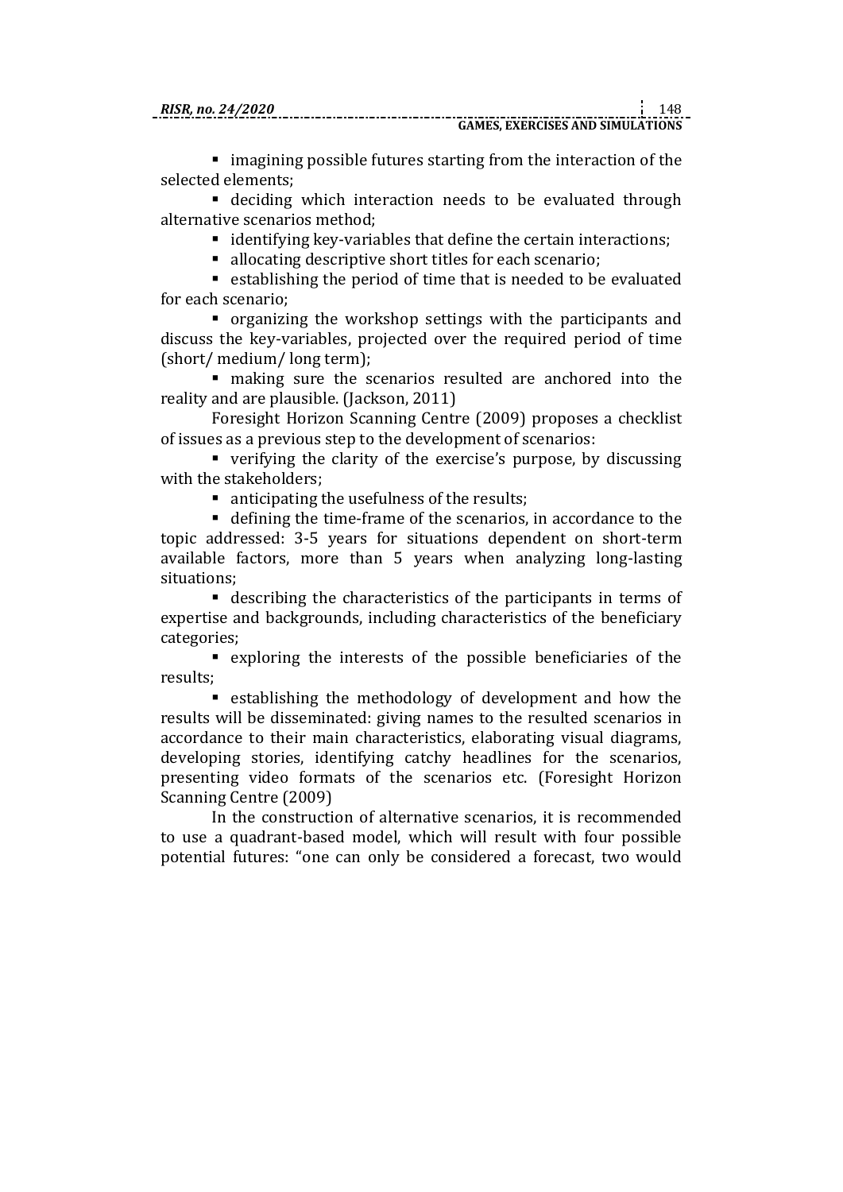- imagining possible futures starting from the interaction of the selected elements;
- deciding which interaction needs to be evaluated through alternative scenarios method;
- identifying key-variables that define the certain interactions;
- allocating descriptive short titles for each scenario;
- establishing the period of time that is needed to be evaluated for each scenario;
- organizing the workshop settings with the participants and discuss the key-variables, projected over the required period of time (short/ medium/ long term);
- making sure the scenarios resulted are anchored into the reality and are plausible. (Jackson, 2011)

Foresight Horizon Scanning Centre (2009) proposes a checklist of issues as a previous step to the development of scenarios:

- verifying the clarity of the exercise's purpose, by discussing with the stakeholders;
- anticipating the usefulness of the results;
- defining the time-frame of the scenarios, in accordance to the topic addressed: 3-5 years for situations dependent on short-term available factors, more than 5 years when analyzing long-lasting situations;
- describing the characteristics of the participants in terms of expertise and backgrounds, including characteristics of the beneficiary categories;
- exploring the interests of the possible beneficiaries of the results;
- establishing the methodology of development and how the results will be disseminated: giving names to the resulted scenarios in accordance to their main characteristics, elaborating visual diagrams, developing stories, identifying catchy headlines for the scenarios, presenting video formats of the scenarios etc. (Foresight Horizon Scanning Centre (2009)

In the construction of alternative scenarios, it is recommended to use a quadrant-based model, which will result with four possible potential futures: "one can only be considered a forecast, two would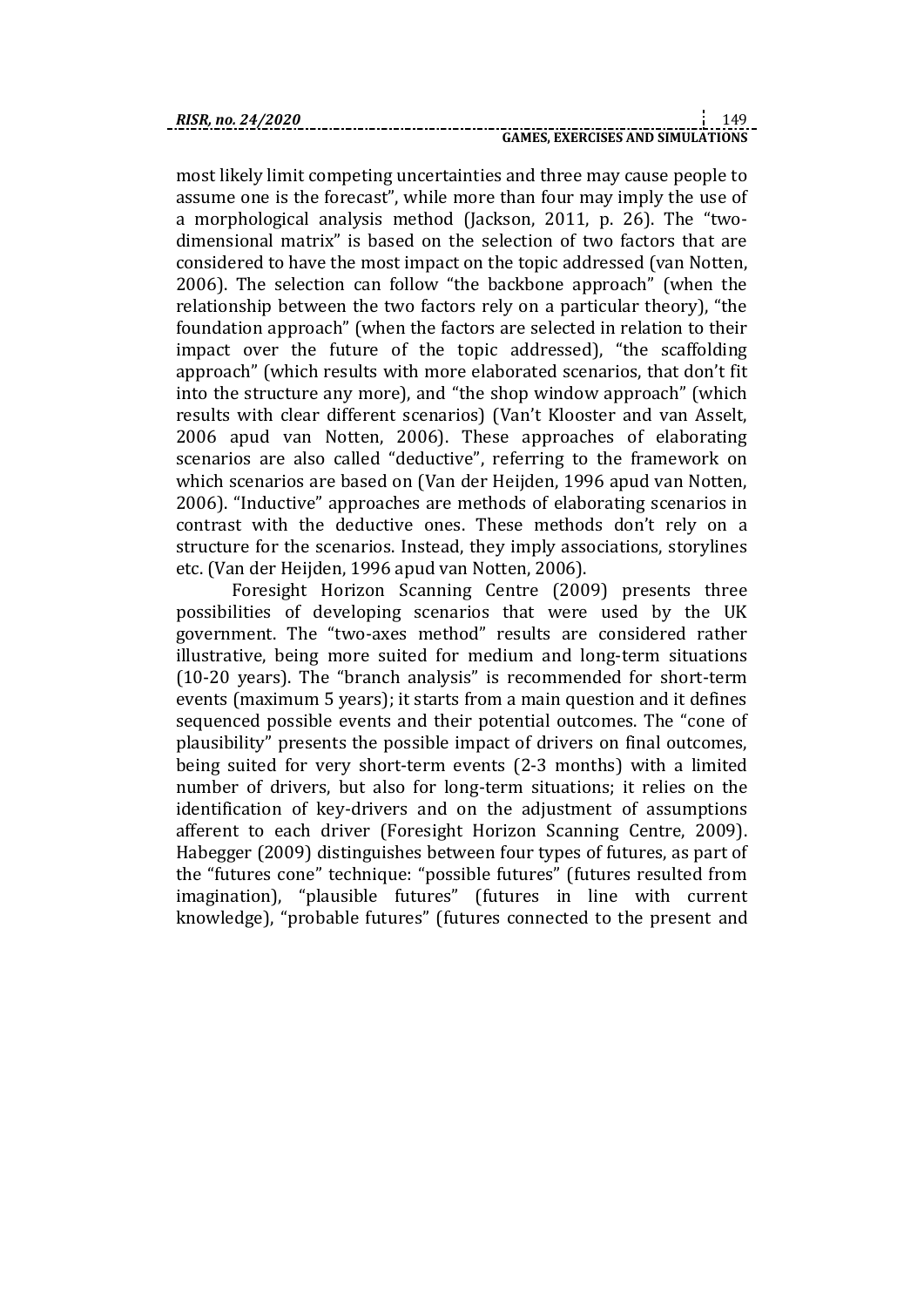most likely limit competing uncertainties and three may cause people to assume one is the forecast", while more than four may imply the use of a morphological analysis method (Jackson, 2011, p. 26). The "two-dimensional matrix" is based on the selection of two factors that are considered to have the most impact on the topic addressed (van Notten, 2006). The selection can follow "the backbone approach" (when the relationship between the two factors rely on a particular theory), "the foundation approach" (when the factors are selected in relation to their impact over the future of the topic addressed), "the scaffolding approach" (which results with more elaborated scenarios, that don't fit into the structure any more), and "the shop window approach" (which results with clear different scenarios) (Van't Klooster and van Asselt, 2006 apud van Notten, 2006). These approaches of elaborating scenarios are also called "deductive", referring to the framework on which scenarios are based on (Van der Heijden, 1996 apud van Notten, 2006). "Inductive" approaches are methods of elaborating scenarios in contrast with the deductive ones. These methods don't rely on a structure for the scenarios. Instead, they imply associations, storylines etc. (Van der Heijden, 1996 apud van Notten, 2006).

Foresight Horizon Scanning Centre (2009) presents three possibilities of developing scenarios that were used by the UK government. The "two-axes method" results are considered rather illustrative, being more suited for medium and long-term situations (10-20 years). The "branch analysis" is recommended for short-term events (maximum 5 years); it starts from a main question and it defines sequenced possible events and their potential outcomes. The "cone of plausibility" presents the possible impact of drivers on final outcomes, being suited for very short-term events (2-3 months) with a limited number of drivers, but also for long-term situations; it relies on the identification of key-drivers and on the adjustment of assumptions afferent to each driver (Foresight Horizon Scanning Centre, 2009). Habegger (2009) distinguishes between four types of futures, as part of the "futures cone" technique: "possible futures" (futures resulted from imagination), "plausible futures" (futures in line with current knowledge), "probable futures" (futures connected to the present and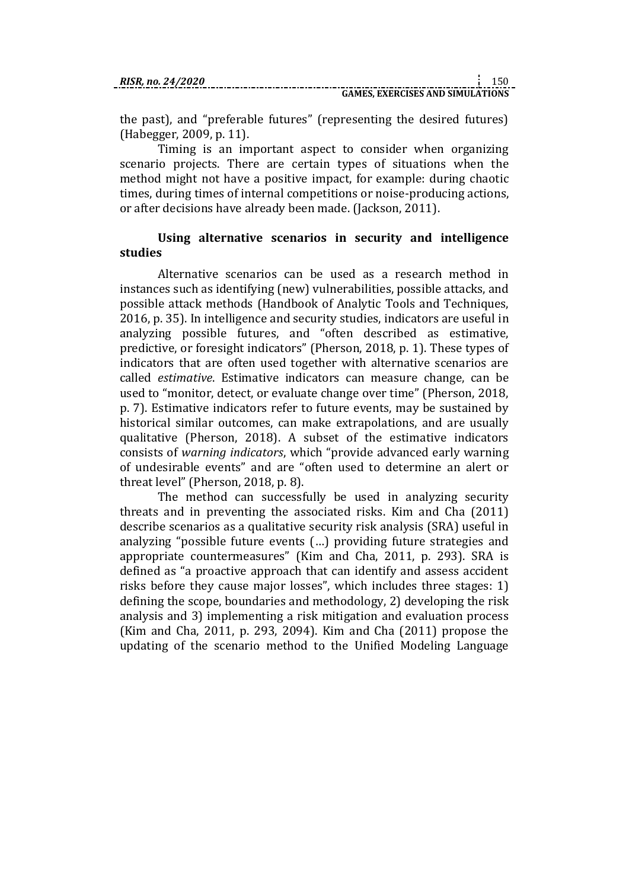the past), and "preferable futures" (representing the desired futures) (Habegger, 2009, p. 11).

Timing is an important aspect to consider when organizing scenario projects. There are certain types of situations when the method might not have a positive impact, for example: during chaotic times, during times of internal competitions or noise-producing actions, or after decisions have already been made. (Jackson, 2011).

## Using alternative scenarios in security and intelligence studies

Alternative scenarios can be used as a research method in instances such as identifying (new) vulnerabilities, possible attacks, and possible attack methods (Handbook of Analytic Tools and Techniques, 2016, p. 35). In intelligence and security studies, indicators are useful in analyzing possible futures, and "often described as estimative, predictive, or foresight indicators" (Pherson, 2018, p. 1). These types of indicators that are often used together with alternative scenarios are called *estimative*. Estimative indicators can measure change, can be used to "monitor, detect, or evaluate change over time" (Pherson, 2018, p. 7). Estimative indicators refer to future events, may be sustained by historical similar outcomes, can make extrapolations, and are usually qualitative (Pherson, 2018). A subset of the estimative indicators consists of *warning indicators*, which "provide advanced early warning of undesirable events" and are "often used to determine an alert or threat level" (Pherson, 2018, p. 8).

The method can successfully be used in analyzing security threats and in preventing the associated risks. Kim and Cha (2011) describe scenarios as a qualitative security risk analysis (SRA) useful in analyzing "possible future events (…) providing future strategies and appropriate countermeasures" (Kim and Cha, 2011, p. 293). SRA is defined as "a proactive approach that can identify and assess accident risks before they cause major losses", which includes three stages: 1) defining the scope, boundaries and methodology, 2) developing the risk analysis and 3) implementing a risk mitigation and evaluation process (Kim and Cha, 2011, p. 293, 2094). Kim and Cha (2011) propose the updating of the scenario method to the Unified Modeling Language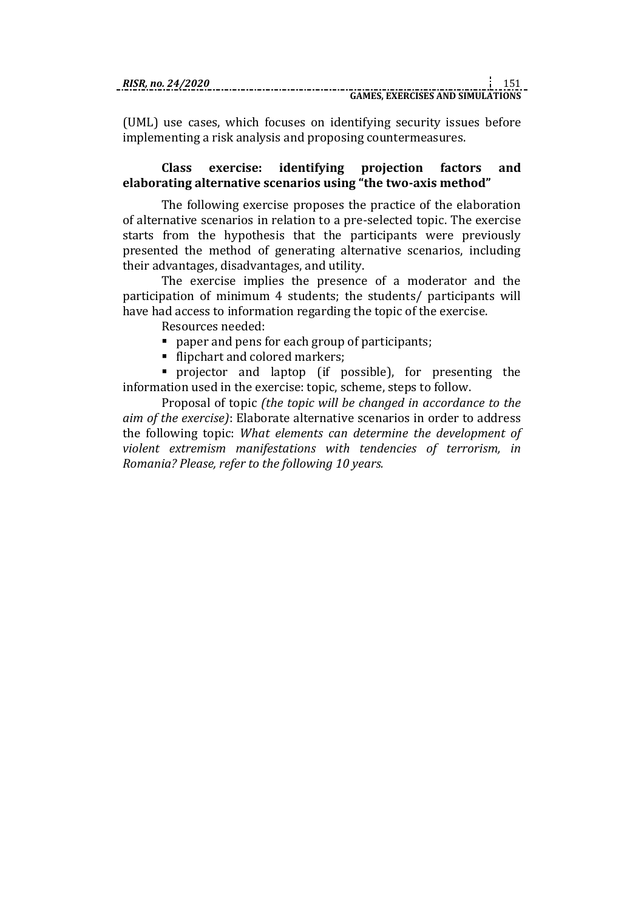(UML) use cases, which focuses on identifying security issues before implementing a risk analysis and proposing countermeasures.

### Class exercise: identifying projection factors and elaborating alternative scenarios using "the two-axis method"

The following exercise proposes the practice of the elaboration of alternative scenarios in relation to a pre-selected topic. The exercise starts from the hypothesis that the participants were previously presented the method of generating alternative scenarios, including their advantages, disadvantages, and utility.

The exercise implies the presence of a moderator and the participation of minimum 4 students; the students/ participants will have had access to information regarding the topic of the exercise.

Resources needed:

- paper and pens for each group of participants;
- flipchart and colored markers;
- projector and laptop (if possible), for presenting the information used in the exercise: topic, scheme, steps to follow.

Proposal of topic *(the topic will be changed in accordance to the aim of the exercise)*: Elaborate alternative scenarios in order to address the following topic: *What elements can determine the development of violent extremism manifestations with tendencies of terrorism, in Romania? Please, refer to the following 10 years.*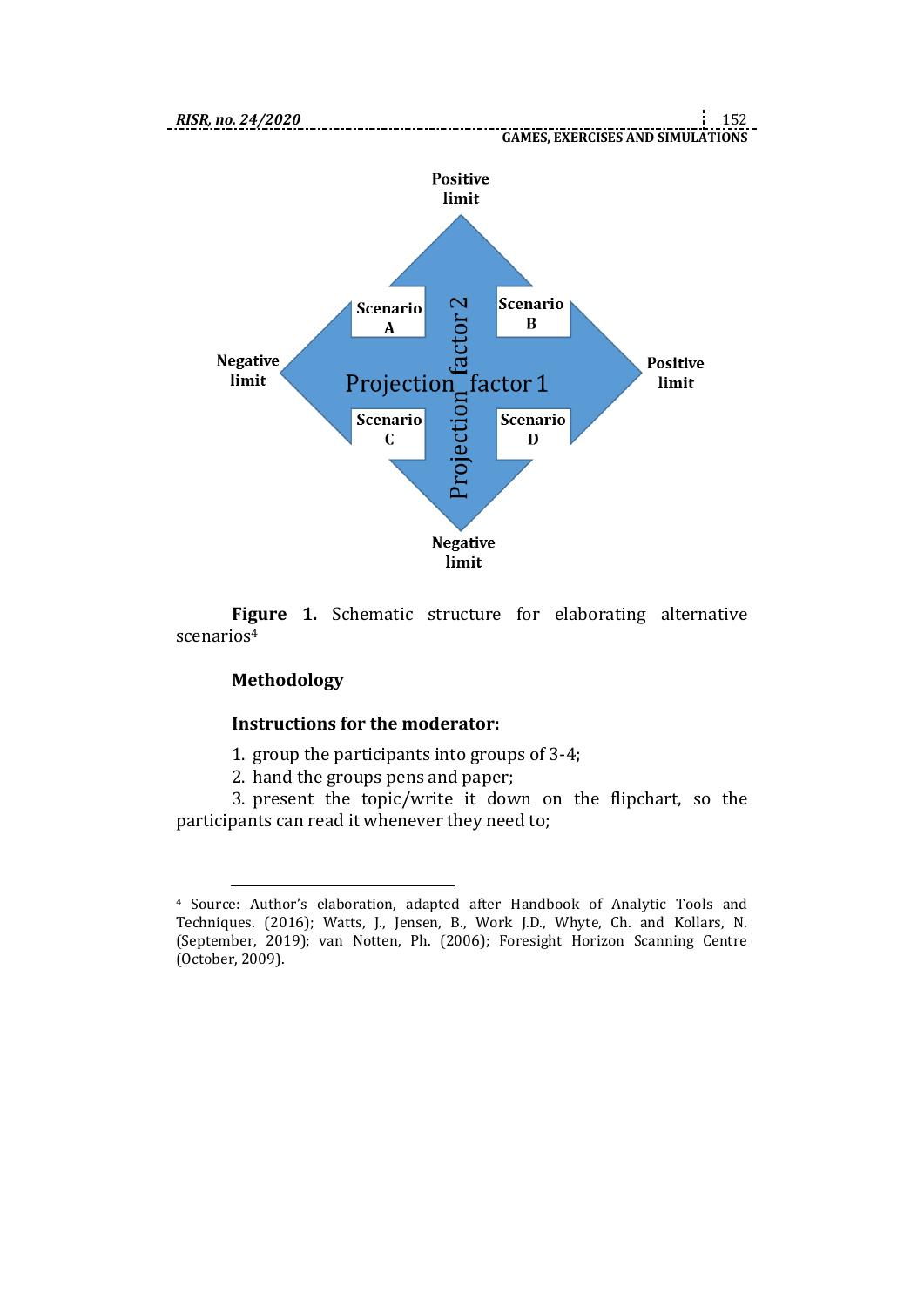Positive limit

Scenario A | Scenario B

Negative limit | Projection factor 1 | Positive limit

Projection factor 2

Scenario C | Scenario D

Negative limit

**Figure 1.** Schematic structure for elaborating alternative scenarios[4]

**Methodology**

**Instructions for the moderator:**

1. group the participants into groups of 3-4;
2. hand the groups pens and paper;
3. present the topic/write it down on the flipchart, so the participants can read it whenever they need to;

---

[4] Source: Author's elaboration, adapted after Handbook of Analytic Tools and Techniques. (2016); Watts, J., Jensen, B., Work J.D., Whyte, Ch. and Kollars, N. (September, 2019); van Notten, Ph. (2006); Foresight Horizon Scanning Centre (October, 2009).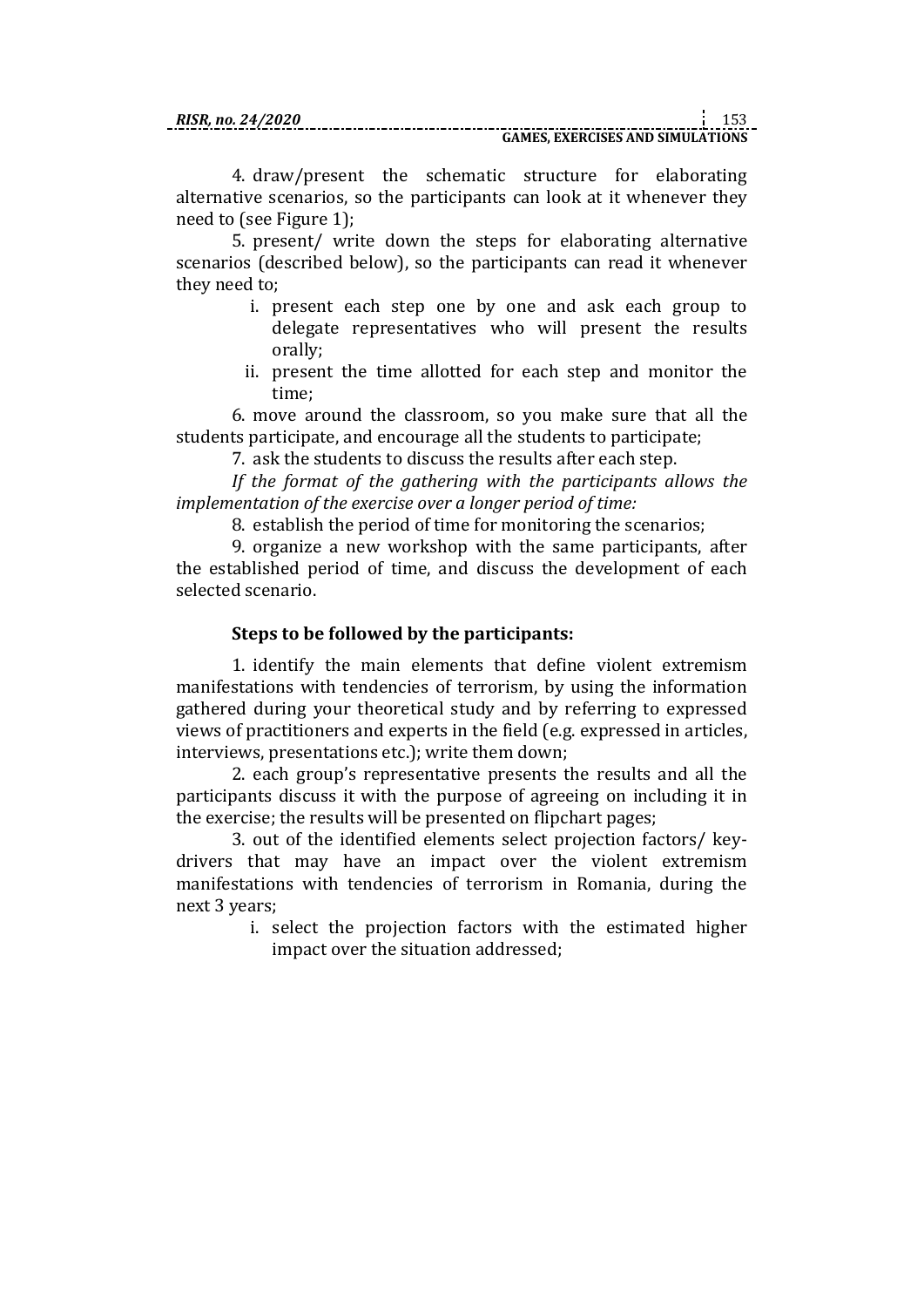4. draw/present the schematic structure for elaborating alternative scenarios, so the participants can look at it whenever they need to (see Figure 1);

5. present/ write down the steps for elaborating alternative scenarios (described below), so the participants can read it whenever they need to;

   i. present each step one by one and ask each group to delegate representatives who will present the results orally;

   ii. present the time allotted for each step and monitor the time;

6. move around the classroom, so you make sure that all the students participate, and encourage all the students to participate;

7. ask the students to discuss the results after each step.

*If the format of the gathering with the participants allows the implementation of the exercise over a longer period of time:*

8. establish the period of time for monitoring the scenarios;

9. organize a new workshop with the same participants, after the established period of time, and discuss the development of each selected scenario.

**Steps to be followed by the participants:**

1. identify the main elements that define violent extremism manifestations with tendencies of terrorism, by using the information gathered during your theoretical study and by referring to expressed views of practitioners and experts in the field (e.g. expressed in articles, interviews, presentations etc.); write them down;

2. each group's representative presents the results and all the participants discuss it with the purpose of agreeing on including it in the exercise; the results will be presented on flipchart pages;

3. out of the identified elements select projection factors/ key-drivers that may have an impact over the violent extremism manifestations with tendencies of terrorism in Romania, during the next 3 years;

   i. select the projection factors with the estimated higher impact over the situation addressed;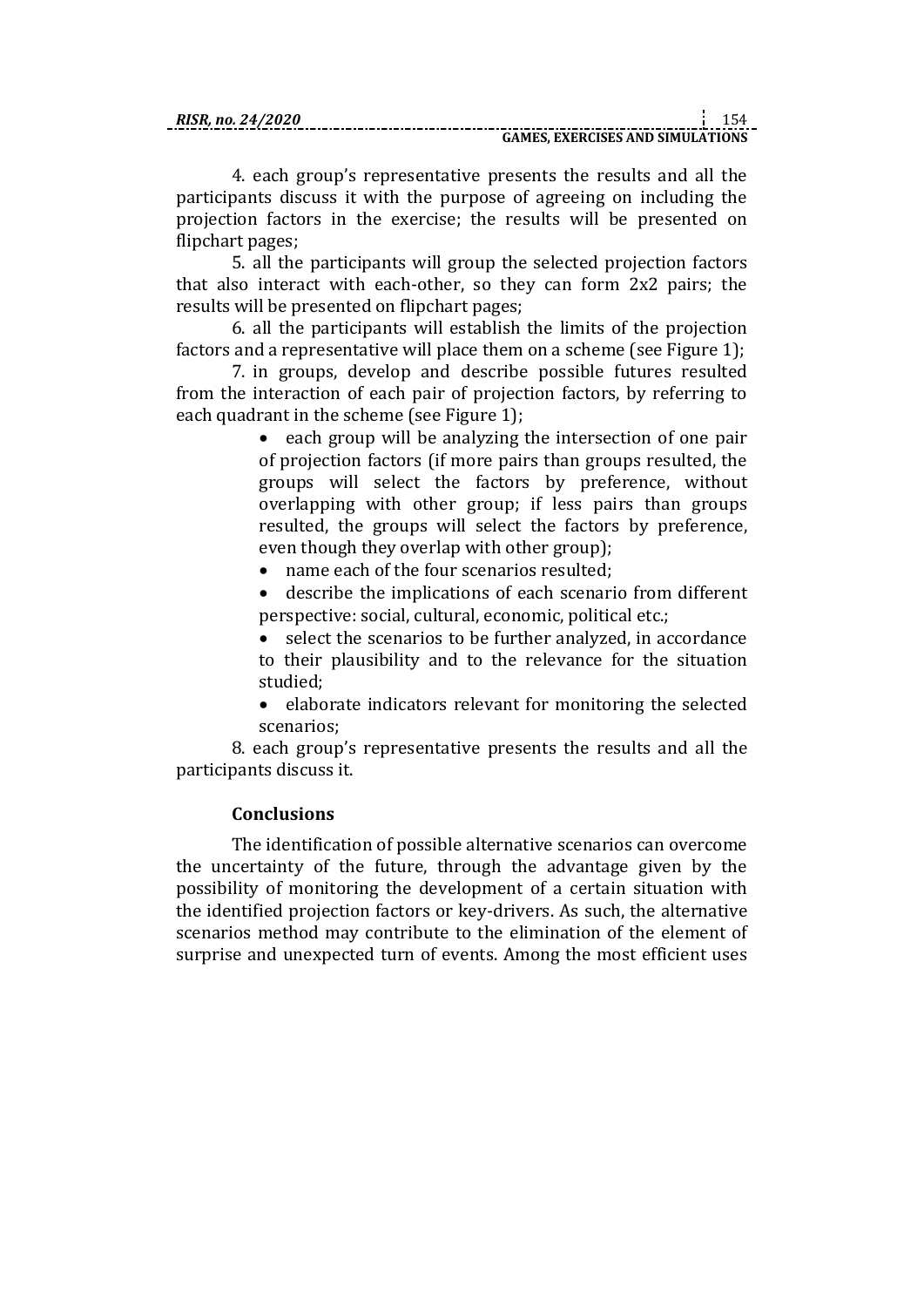4. each group's representative presents the results and all the participants discuss it with the purpose of agreeing on including the projection factors in the exercise; the results will be presented on flipchart pages;

5. all the participants will group the selected projection factors that also interact with each-other, so they can form 2x2 pairs; the results will be presented on flipchart pages;

6. all the participants will establish the limits of the projection factors and a representative will place them on a scheme (see Figure 1);

7. in groups, develop and describe possible futures resulted from the interaction of each pair of projection factors, by referring to each quadrant in the scheme (see Figure 1);

- each group will be analyzing the intersection of one pair of projection factors (if more pairs than groups resulted, the groups will select the factors by preference, without overlapping with other group; if less pairs than groups resulted, the groups will select the factors by preference, even though they overlap with other group);
- name each of the four scenarios resulted;
- describe the implications of each scenario from different perspective: social, cultural, economic, political etc.;
- select the scenarios to be further analyzed, in accordance to their plausibility and to the relevance for the situation studied;
- elaborate indicators relevant for monitoring the selected scenarios;

8. each group's representative presents the results and all the participants discuss it.

## Conclusions

The identification of possible alternative scenarios can overcome the uncertainty of the future, through the advantage given by the possibility of monitoring the development of a certain situation with the identified projection factors or key-drivers. As such, the alternative scenarios method may contribute to the elimination of the element of surprise and unexpected turn of events. Among the most efficient uses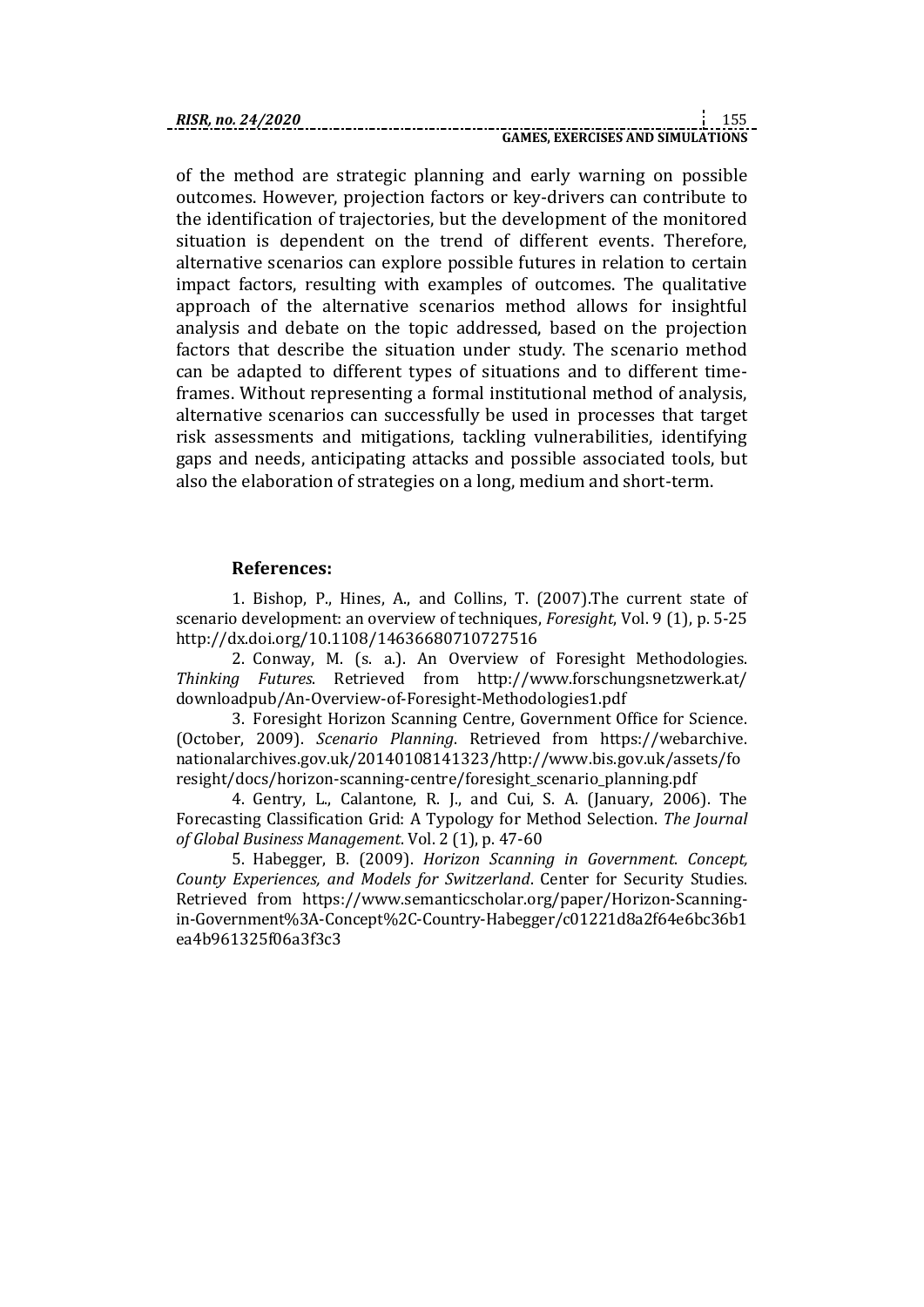of the method are strategic planning and early warning on possible outcomes. However, projection factors or key-drivers can contribute to the identification of trajectories, but the development of the monitored situation is dependent on the trend of different events. Therefore, alternative scenarios can explore possible futures in relation to certain impact factors, resulting with examples of outcomes. The qualitative approach of the alternative scenarios method allows for insightful analysis and debate on the topic addressed, based on the projection factors that describe the situation under study. The scenario method can be adapted to different types of situations and to different time-frames. Without representing a formal institutional method of analysis, alternative scenarios can successfully be used in processes that target risk assessments and mitigations, tackling vulnerabilities, identifying gaps and needs, anticipating attacks and possible associated tools, but also the elaboration of strategies on a long, medium and short-term.

**References:**

1. Bishop, P., Hines, A., and Collins, T. (2007).The current state of scenario development: an overview of techniques, *Foresight*, Vol. 9 (1), p. 5-25 http://dx.doi.org/10.1108/14636680710727516

2. Conway, M. (s. a.). An Overview of Foresight Methodologies. *Thinking Futures*. Retrieved from http://www.forschungsnetzwerk.at/downloadpub/An-Overview-of-Foresight-Methodologies1.pdf

3. Foresight Horizon Scanning Centre, Government Office for Science. (October, 2009). *Scenario Planning*. Retrieved from https://webarchive.nationalarchives.gov.uk/20140108141323/http://www.bis.gov.uk/assets/foresight/docs/horizon-scanning-centre/foresight_scenario_planning.pdf

4. Gentry, L., Calantone, R. J., and Cui, S. A. (January, 2006). The Forecasting Classification Grid: A Typology for Method Selection. *The Journal of Global Business Management*. Vol. 2 (1), p. 47-60

5. Habegger, B. (2009). *Horizon Scanning in Government. Concept, County Experiences, and Models for Switzerland*. Center for Security Studies. Retrieved from https://www.semanticscholar.org/paper/Horizon-Scanning-in-Government%3A-Concept%2C-Country-Habegger/c01221d8a2f64e6bc36b1ea4b961325f06a3f3c3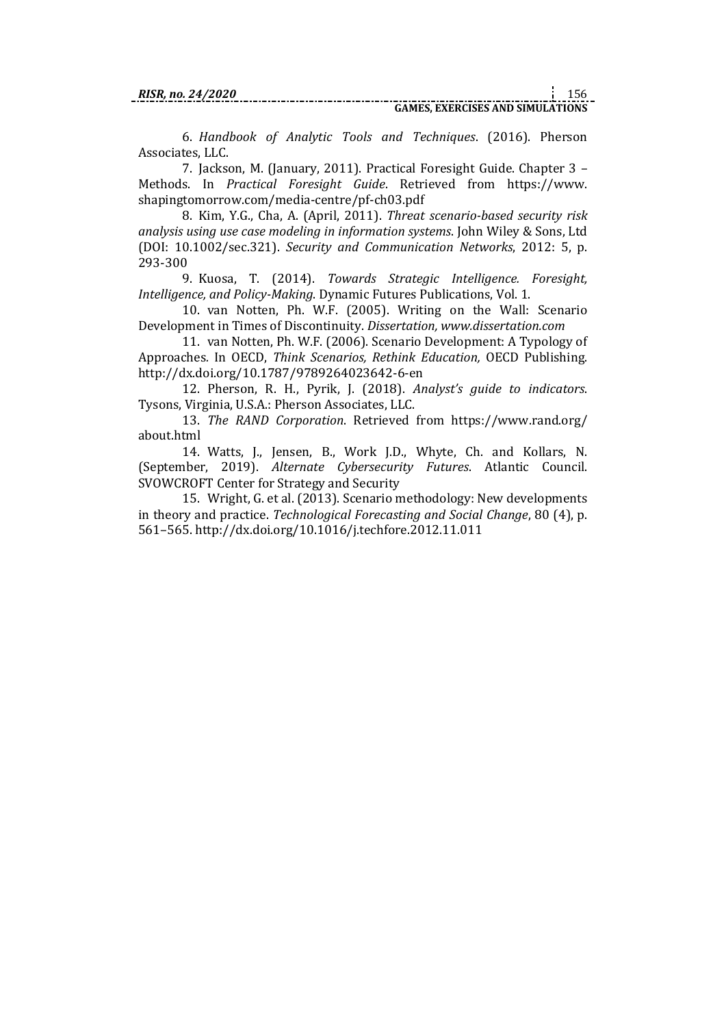6. *Handbook of Analytic Tools and Techniques*. (2016). Pherson Associates, LLC.

7. Jackson, M. (January, 2011). Practical Foresight Guide. Chapter 3 – Methods. In *Practical Foresight Guide*. Retrieved from https://www.shapingtomorrow.com/media-centre/pf-ch03.pdf

8. Kim, Y.G., Cha, A. (April, 2011). *Threat scenario-based security risk analysis using use case modeling in information systems*. John Wiley & Sons, Ltd (DOI: 10.1002/sec.321). *Security and Communication Networks*, 2012: 5, p. 293-300

9. Kuosa, T. (2014). *Towards Strategic Intelligence. Foresight, Intelligence, and Policy-Making*. Dynamic Futures Publications, Vol. 1.

10. van Notten, Ph. W.F. (2005). Writing on the Wall: Scenario Development in Times of Discontinuity. *Dissertation, www.dissertation.com*

11. van Notten, Ph. W.F. (2006). Scenario Development: A Typology of Approaches. In OECD, *Think Scenarios, Rethink Education,* OECD Publishing. http://dx.doi.org/10.1787/9789264023642-6-en

12. Pherson, R. H., Pyrik, J. (2018). *Analyst's guide to indicators*. Tysons, Virginia, U.S.A.: Pherson Associates, LLC.

13. *The RAND Corporation*. Retrieved from https://www.rand.org/about.html

14. Watts, J., Jensen, B., Work J.D., Whyte, Ch. and Kollars, N. (September, 2019). *Alternate Cybersecurity Futures*. Atlantic Council. SVOWCROFT Center for Strategy and Security

15. Wright, G. et al. (2013). Scenario methodology: New developments in theory and practice. *Technological Forecasting and Social Change*, 80 (4), p. 561–565. http://dx.doi.org/10.1016/j.techfore.2012.11.011